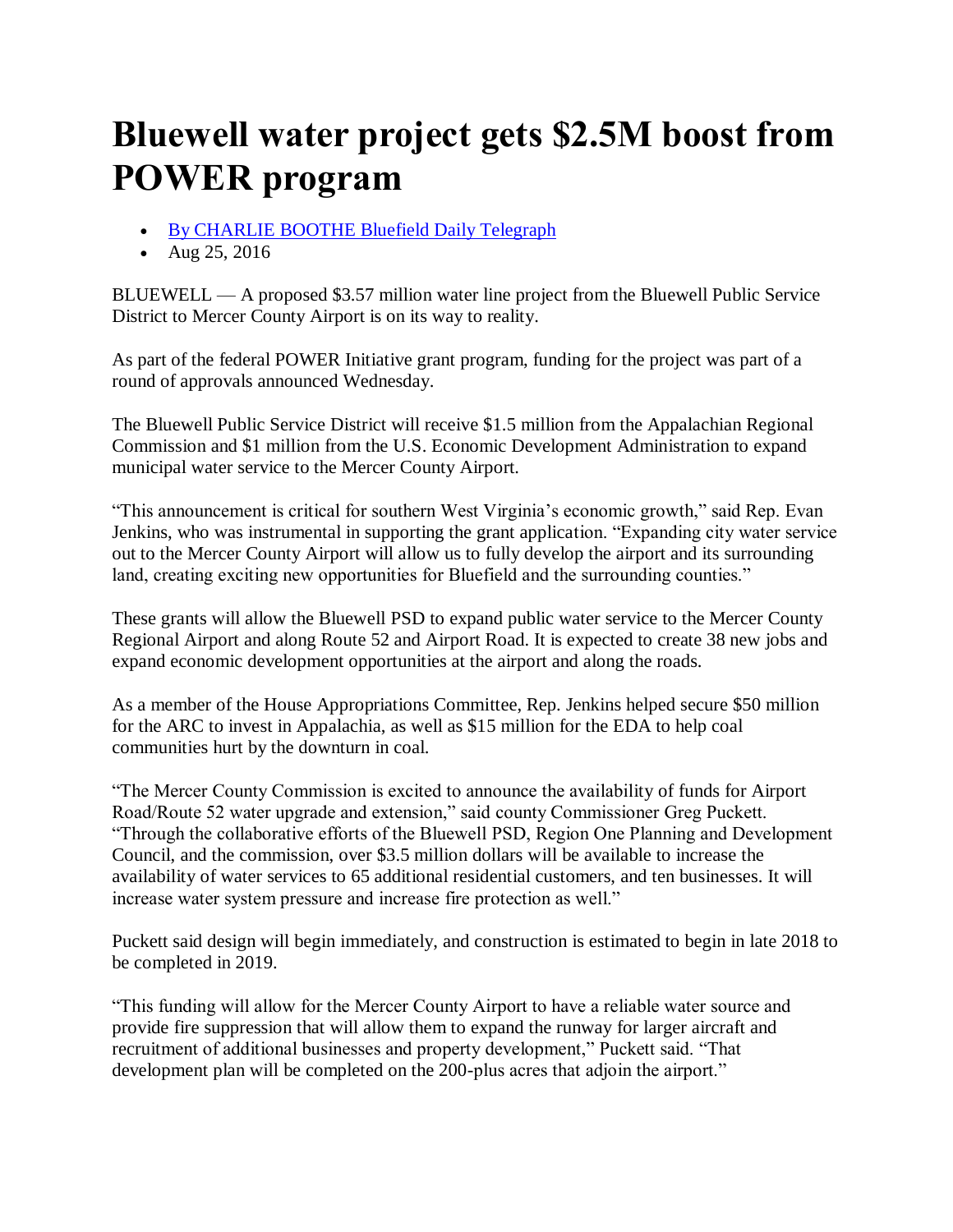# Bluewell water project gets $2.5M boost from POWER program

- By CHARLIE BOOTHE Bluefield Daily Telegraph
- Aug 25, 2016

BLUEWELL — A proposed $3.57 million water line project from the Bluewell Public Service District to Mercer County Airport is on its way to reality.

As part of the federal POWER Initiative grant program, funding for the project was part of a round of approvals announced Wednesday.

The Bluewell Public Service District will receive $1.5 million from the Appalachian Regional Commission and $1 million from the U.S. Economic Development Administration to expand municipal water service to the Mercer County Airport.

"This announcement is critical for southern West Virginia's economic growth," said Rep. Evan Jenkins, who was instrumental in supporting the grant application. "Expanding city water service out to the Mercer County Airport will allow us to fully develop the airport and its surrounding land, creating exciting new opportunities for Bluefield and the surrounding counties."

These grants will allow the Bluewell PSD to expand public water service to the Mercer County Regional Airport and along Route 52 and Airport Road. It is expected to create 38 new jobs and expand economic development opportunities at the airport and along the roads.

As a member of the House Appropriations Committee, Rep. Jenkins helped secure $50 million for the ARC to invest in Appalachia, as well as $15 million for the EDA to help coal communities hurt by the downturn in coal.

"The Mercer County Commission is excited to announce the availability of funds for Airport Road/Route 52 water upgrade and extension," said county Commissioner Greg Puckett. "Through the collaborative efforts of the Bluewell PSD, Region One Planning and Development Council, and the commission, over $3.5 million dollars will be available to increase the availability of water services to 65 additional residential customers, and ten businesses. It will increase water system pressure and increase fire protection as well."

Puckett said design will begin immediately, and construction is estimated to begin in late 2018 to be completed in 2019.

"This funding will allow for the Mercer County Airport to have a reliable water source and provide fire suppression that will allow them to expand the runway for larger aircraft and recruitment of additional businesses and property development," Puckett said. "That development plan will be completed on the 200-plus acres that adjoin the airport."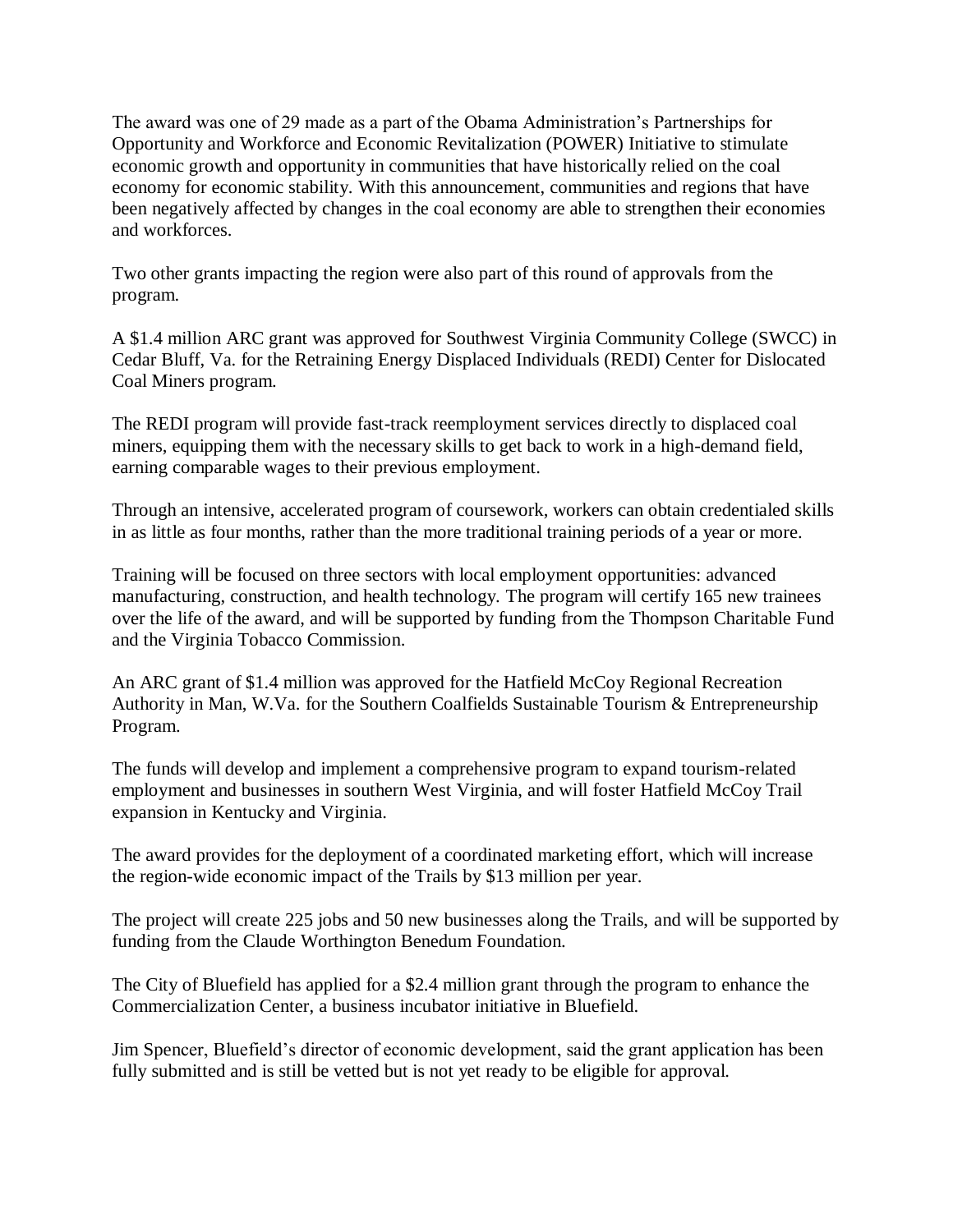The award was one of 29 made as a part of the Obama Administration's Partnerships for Opportunity and Workforce and Economic Revitalization (POWER) Initiative to stimulate economic growth and opportunity in communities that have historically relied on the coal economy for economic stability. With this announcement, communities and regions that have been negatively affected by changes in the coal economy are able to strengthen their economies and workforces.

Two other grants impacting the region were also part of this round of approvals from the program.

A $1.4 million ARC grant was approved for Southwest Virginia Community College (SWCC) in Cedar Bluff, Va. for the Retraining Energy Displaced Individuals (REDI) Center for Dislocated Coal Miners program.

The REDI program will provide fast-track reemployment services directly to displaced coal miners, equipping them with the necessary skills to get back to work in a high-demand field, earning comparable wages to their previous employment.

Through an intensive, accelerated program of coursework, workers can obtain credentialed skills in as little as four months, rather than the more traditional training periods of a year or more.

Training will be focused on three sectors with local employment opportunities: advanced manufacturing, construction, and health technology. The program will certify 165 new trainees over the life of the award, and will be supported by funding from the Thompson Charitable Fund and the Virginia Tobacco Commission.

An ARC grant of $1.4 million was approved for the Hatfield McCoy Regional Recreation Authority in Man, W.Va. for the Southern Coalfields Sustainable Tourism & Entrepreneurship Program.

The funds will develop and implement a comprehensive program to expand tourism-related employment and businesses in southern West Virginia, and will foster Hatfield McCoy Trail expansion in Kentucky and Virginia.

The award provides for the deployment of a coordinated marketing effort, which will increase the region-wide economic impact of the Trails by $13 million per year.

The project will create 225 jobs and 50 new businesses along the Trails, and will be supported by funding from the Claude Worthington Benedum Foundation.

The City of Bluefield has applied for a $2.4 million grant through the program to enhance the Commercialization Center, a business incubator initiative in Bluefield.

Jim Spencer, Bluefield's director of economic development, said the grant application has been fully submitted and is still be vetted but is not yet ready to be eligible for approval.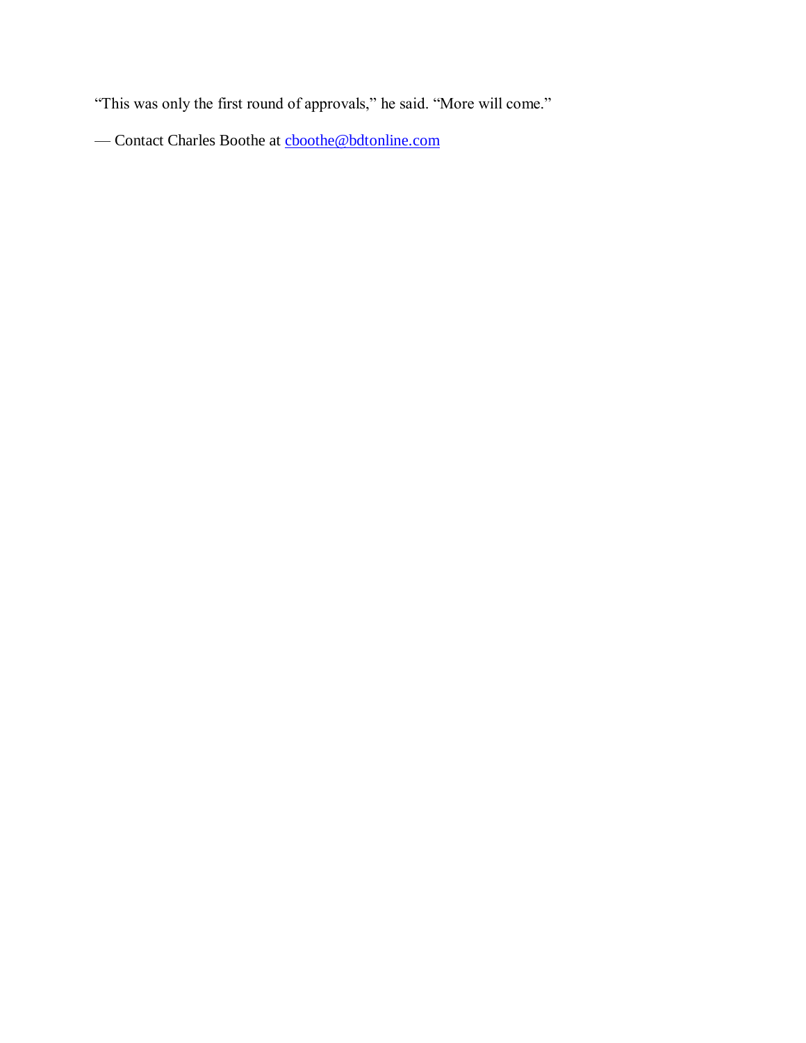"This was only the first round of approvals," he said. "More will come."

— Contact Charles Boothe at [cboothe@bdtonline.com](mailto:cboothe@bdtonline.com)